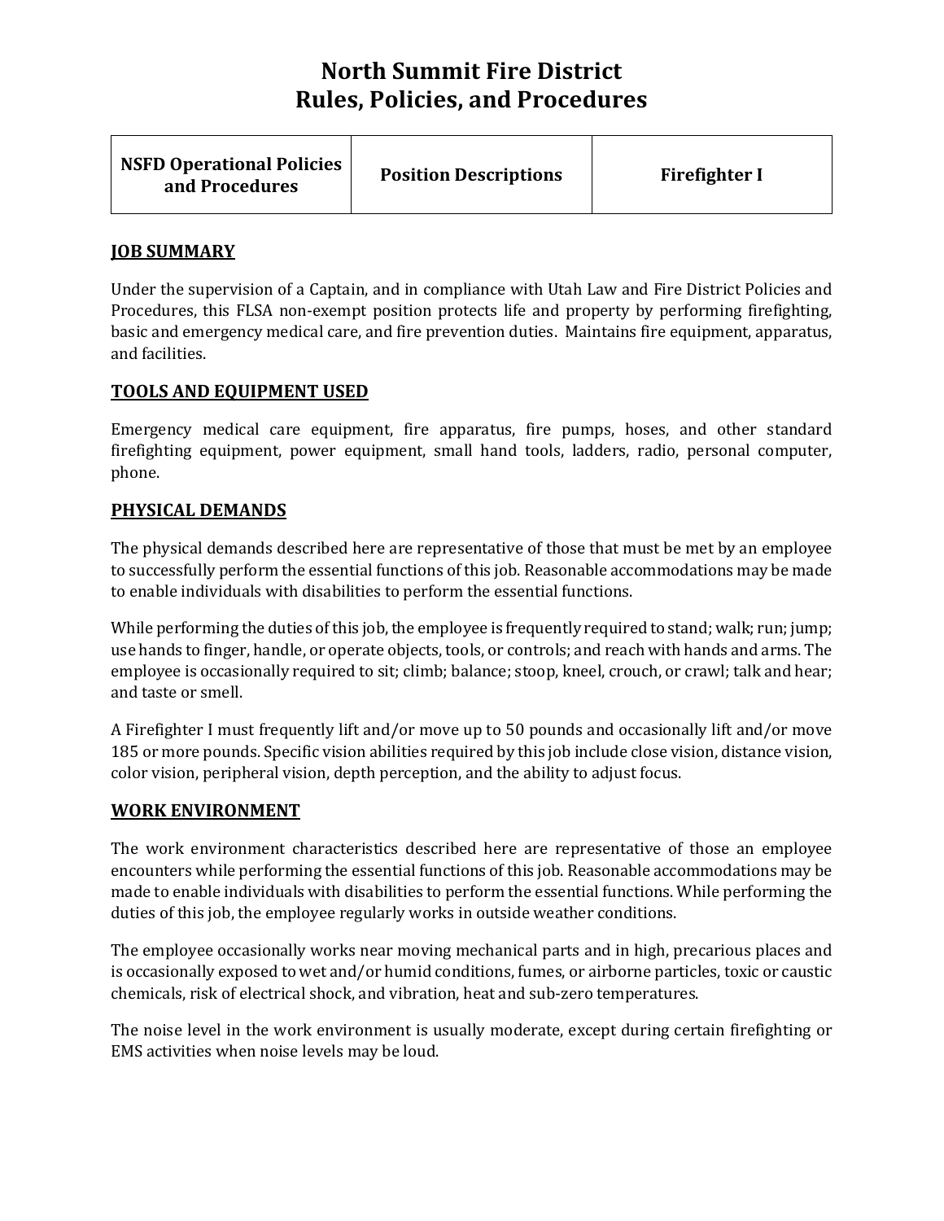# North Summit Fire District
# Rules, Policies, and Procedures

| NSFD Operational Policies and Procedures | Position Descriptions | Firefighter I |
|---|---|---|

## JOB SUMMARY

Under the supervision of a Captain, and in compliance with Utah Law and Fire District Policies and Procedures, this FLSA non-exempt position protects life and property by performing firefighting, basic and emergency medical care, and fire prevention duties. Maintains fire equipment, apparatus, and facilities.

## TOOLS AND EQUIPMENT USED

Emergency medical care equipment, fire apparatus, fire pumps, hoses, and other standard firefighting equipment, power equipment, small hand tools, ladders, radio, personal computer, phone.

## PHYSICAL DEMANDS

The physical demands described here are representative of those that must be met by an employee to successfully perform the essential functions of this job. Reasonable accommodations may be made to enable individuals with disabilities to perform the essential functions.

While performing the duties of this job, the employee is frequently required to stand; walk; run; jump; use hands to finger, handle, or operate objects, tools, or controls; and reach with hands and arms. The employee is occasionally required to sit; climb; balance; stoop, kneel, crouch, or crawl; talk and hear; and taste or smell.

A Firefighter I must frequently lift and/or move up to 50 pounds and occasionally lift and/or move 185 or more pounds. Specific vision abilities required by this job include close vision, distance vision, color vision, peripheral vision, depth perception, and the ability to adjust focus.

## WORK ENVIRONMENT

The work environment characteristics described here are representative of those an employee encounters while performing the essential functions of this job. Reasonable accommodations may be made to enable individuals with disabilities to perform the essential functions. While performing the duties of this job, the employee regularly works in outside weather conditions.

The employee occasionally works near moving mechanical parts and in high, precarious places and is occasionally exposed to wet and/or humid conditions, fumes, or airborne particles, toxic or caustic chemicals, risk of electrical shock, and vibration, heat and sub-zero temperatures.

The noise level in the work environment is usually moderate, except during certain firefighting or EMS activities when noise levels may be loud.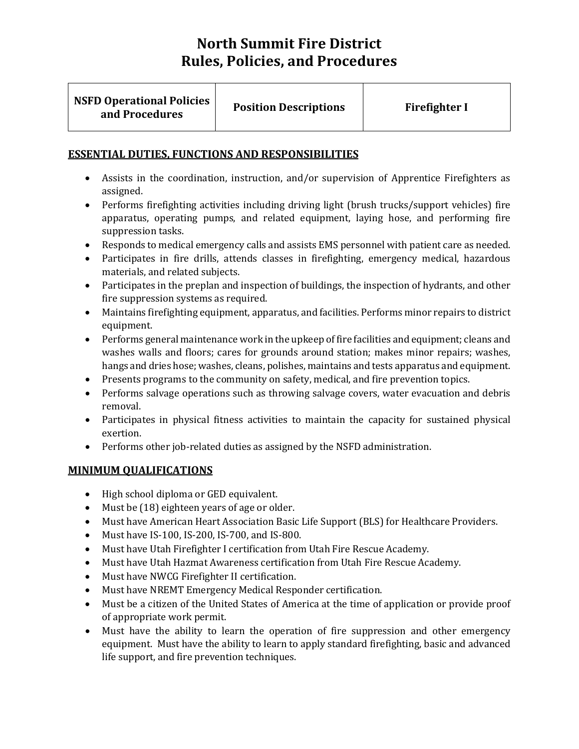# North Summit Fire District
# Rules, Policies, and Procedures

| NSFD Operational Policies and Procedures | Position Descriptions | Firefighter I |
|---|---|---|

## ESSENTIAL DUTIES, FUNCTIONS AND RESPONSIBILITIES

- Assists in the coordination, instruction, and/or supervision of Apprentice Firefighters as assigned.
- Performs firefighting activities including driving light (brush trucks/support vehicles) fire apparatus, operating pumps, and related equipment, laying hose, and performing fire suppression tasks.
- Responds to medical emergency calls and assists EMS personnel with patient care as needed.
- Participates in fire drills, attends classes in firefighting, emergency medical, hazardous materials, and related subjects.
- Participates in the preplan and inspection of buildings, the inspection of hydrants, and other fire suppression systems as required.
- Maintains firefighting equipment, apparatus, and facilities. Performs minor repairs to district equipment.
- Performs general maintenance work in the upkeep of fire facilities and equipment; cleans and washes walls and floors; cares for grounds around station; makes minor repairs; washes, hangs and dries hose; washes, cleans, polishes, maintains and tests apparatus and equipment.
- Presents programs to the community on safety, medical, and fire prevention topics.
- Performs salvage operations such as throwing salvage covers, water evacuation and debris removal.
- Participates in physical fitness activities to maintain the capacity for sustained physical exertion.
- Performs other job-related duties as assigned by the NSFD administration.

## MINIMUM QUALIFICATIONS

- High school diploma or GED equivalent.
- Must be (18) eighteen years of age or older.
- Must have American Heart Association Basic Life Support (BLS) for Healthcare Providers.
- Must have IS-100, IS-200, IS-700, and IS-800.
- Must have Utah Firefighter I certification from Utah Fire Rescue Academy.
- Must have Utah Hazmat Awareness certification from Utah Fire Rescue Academy.
- Must have NWCG Firefighter II certification.
- Must have NREMT Emergency Medical Responder certification.
- Must be a citizen of the United States of America at the time of application or provide proof of appropriate work permit.
- Must have the ability to learn the operation of fire suppression and other emergency equipment. Must have the ability to learn to apply standard firefighting, basic and advanced life support, and fire prevention techniques.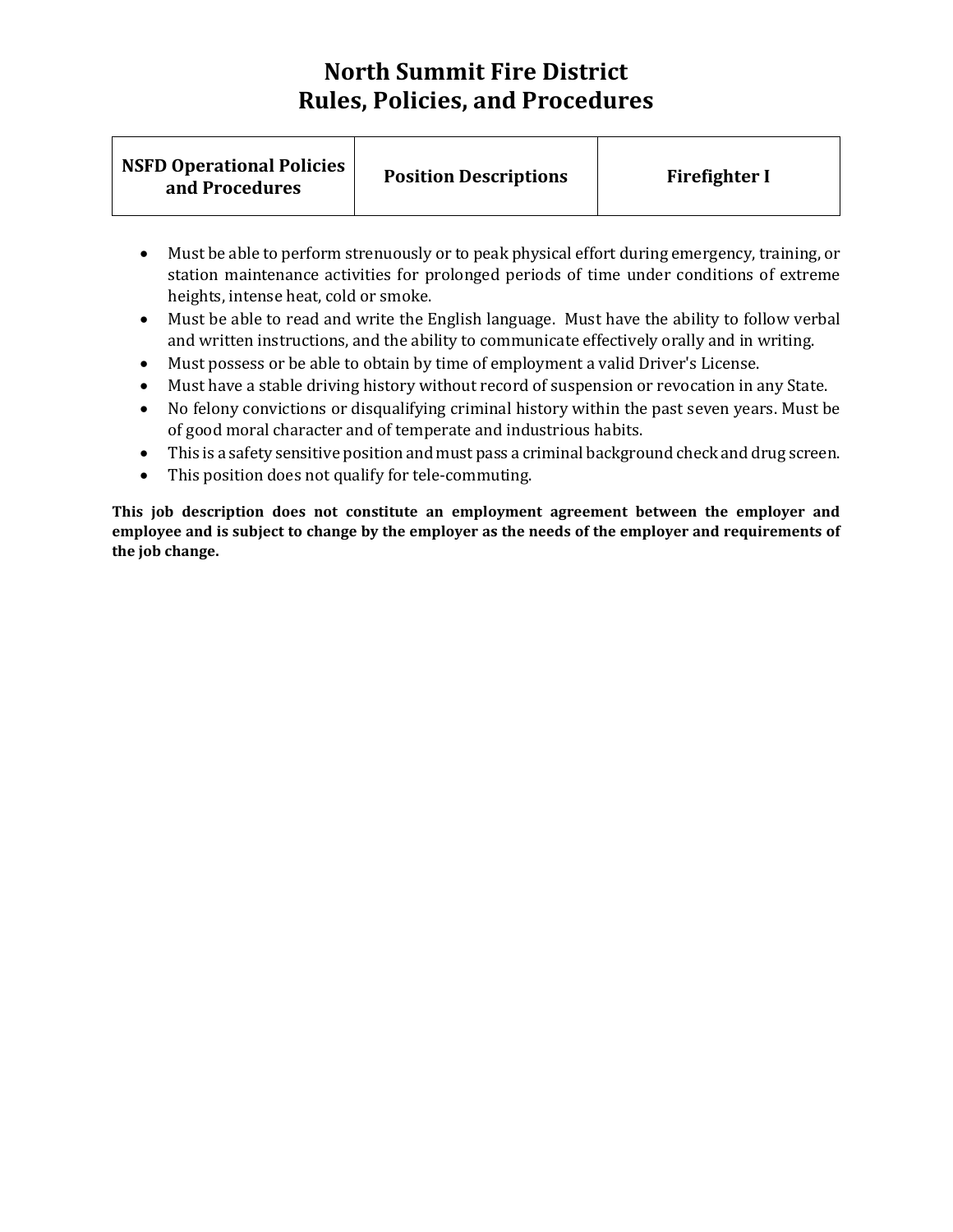- Must be able to perform strenuously or to peak physical effort during emergency, training, or station maintenance activities for prolonged periods of time under conditions of extreme heights, intense heat, cold or smoke.
- Must be able to read and write the English language. Must have the ability to follow verbal and written instructions, and the ability to communicate effectively orally and in writing.
- Must possess or be able to obtain by time of employment a valid Driver's License.
- Must have a stable driving history without record of suspension or revocation in any State.
- No felony convictions or disqualifying criminal history within the past seven years. Must be of good moral character and of temperate and industrious habits.
- This is a safety sensitive position and must pass a criminal background check and drug screen.
- This position does not qualify for tele-commuting.

**This job description does not constitute an employment agreement between the employer and employee and is subject to change by the employer as the needs of the employer and requirements of the job change.**